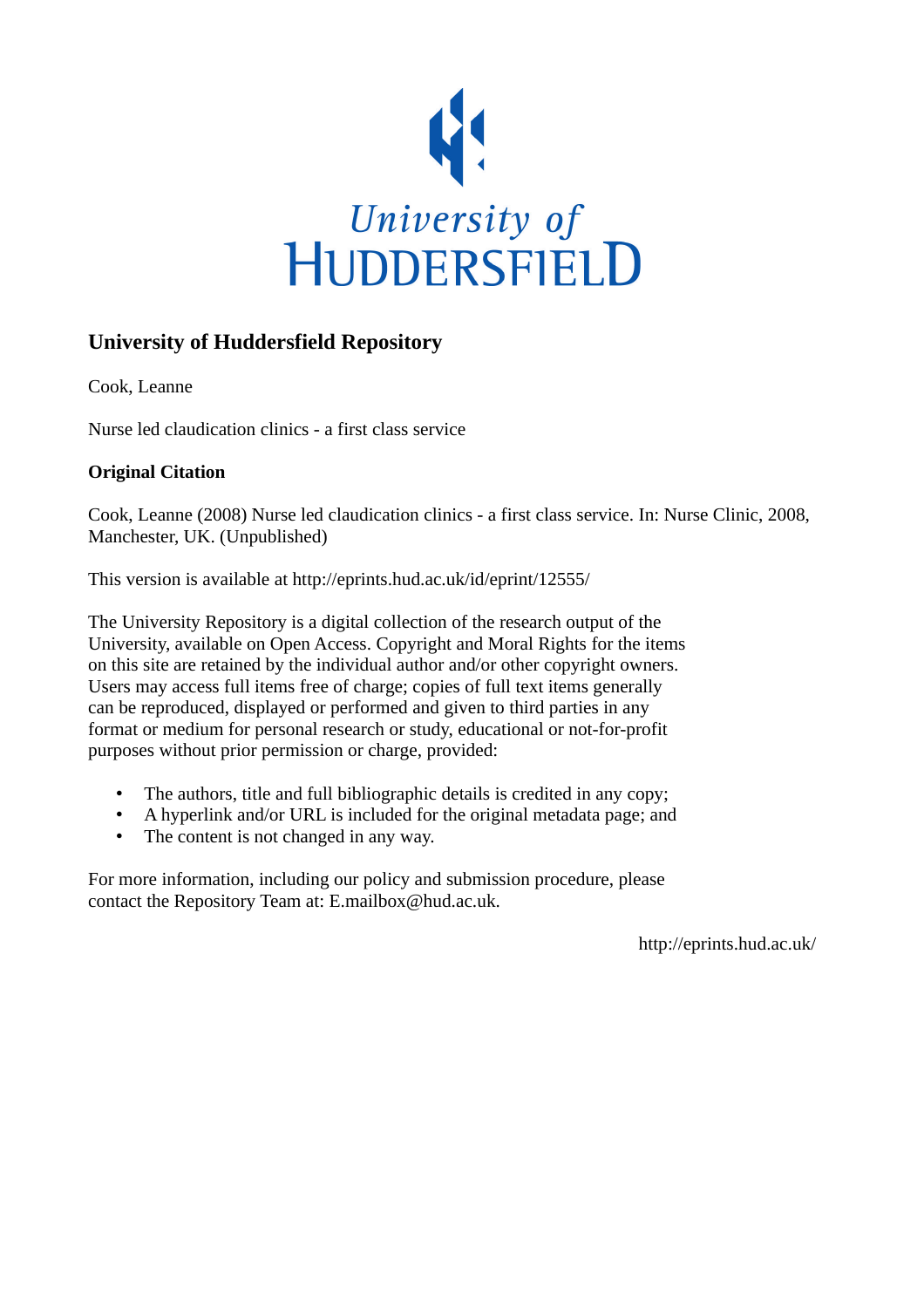University of HUDDERSFIELD

## University of Huddersfield Repository

Cook, Leanne

Nurse led claudication clinics - a first class service

### Original Citation

Cook, Leanne (2008) Nurse led claudication clinics - a first class service. In: Nurse Clinic, 2008, Manchester, UK. (Unpublished)

This version is available at http://eprints.hud.ac.uk/id/eprint/12555/

The University Repository is a digital collection of the research output of the University, available on Open Access. Copyright and Moral Rights for the items on this site are retained by the individual author and/or other copyright owners. Users may access full items free of charge; copies of full text items generally can be reproduced, displayed or performed and given to third parties in any format or medium for personal research or study, educational or not-for-profit purposes without prior permission or charge, provided:

- The authors, title and full bibliographic details is credited in any copy;
- A hyperlink and/or URL is included for the original metadata page; and
- The content is not changed in any way.

For more information, including our policy and submission procedure, please contact the Repository Team at: E.mailbox@hud.ac.uk.

http://eprints.hud.ac.uk/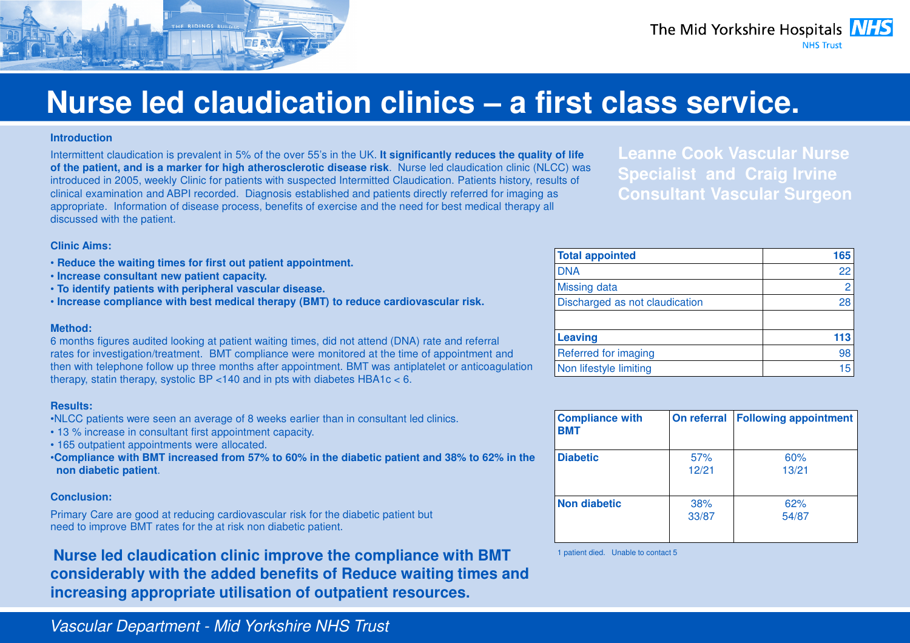The Mid Yorkshire Hospitals NHS Trust

# Nurse led claudication clinics – a first class service.

**Leanne Cook Vascular Nurse Specialist and Craig Irvine Consultant Vascular Surgeon**

### Introduction

Intermittent claudication is prevalent in 5% of the over 55's in the UK. **It significantly reduces the quality of life of the patient, and is a marker for high atherosclerotic disease risk**. Nurse led claudication clinic (NLCC) was introduced in 2005, weekly Clinic for patients with suspected Intermitted Claudication. Patients history, results of clinical examination and ABPI recorded. Diagnosis established and patients directly referred for imaging as appropriate. Information of disease process, benefits of exercise and the need for best medical therapy all discussed with the patient.

### Clinic Aims:

- **Reduce the waiting times for first out patient appointment.**
- **Increase consultant new patient capacity.**
- **To identify patients with peripheral vascular disease.**
- **Increase compliance with best medical therapy (BMT) to reduce cardiovascular risk.**

### Method:

6 months figures audited looking at patient waiting times, did not attend (DNA) rate and referral rates for investigation/treatment. BMT compliance were monitored at the time of appointment and then with telephone follow up three months after appointment. BMT was antiplatelet or anticoagulation therapy, statin therapy, systolic BP <140 and in pts with diabetes HBA1c < 6.

| **Total appointed** | **165** |
|---|---|
| DNA | 22 |
| Missing data | 2 |
| Discharged as not claudication | 28 |
| | |
| **Leaving** | **113** |
| Referred for imaging | 98 |
| Non lifestyle limiting | 15 |

### Results:

- NLCC patients were seen an average of 8 weeks earlier than in consultant led clinics.
- 13 % increase in consultant first appointment capacity.
- 165 outpatient appointments were allocated.
- **Compliance with BMT increased from 57% to 60% in the diabetic patient and 38% to 62% in the non diabetic patient**.

| **Compliance with BMT** | **On referral** | **Following appointment** |
|---|---|---|
| **Diabetic** | 57% 12/21 | 60% 13/21 |
| **Non diabetic** | 38% 33/87 | 62% 54/87 |

1 patient died. Unable to contact 5

### Conclusion:

Primary Care are good at reducing cardiovascular risk for the diabetic patient but need to improve BMT rates for the at risk non diabetic patient.

**Nurse led claudication clinic improve the compliance with BMT considerably with the added benefits of Reduce waiting times and increasing appropriate utilisation of outpatient resources.**

*Vascular Department - Mid Yorkshire NHS Trust*